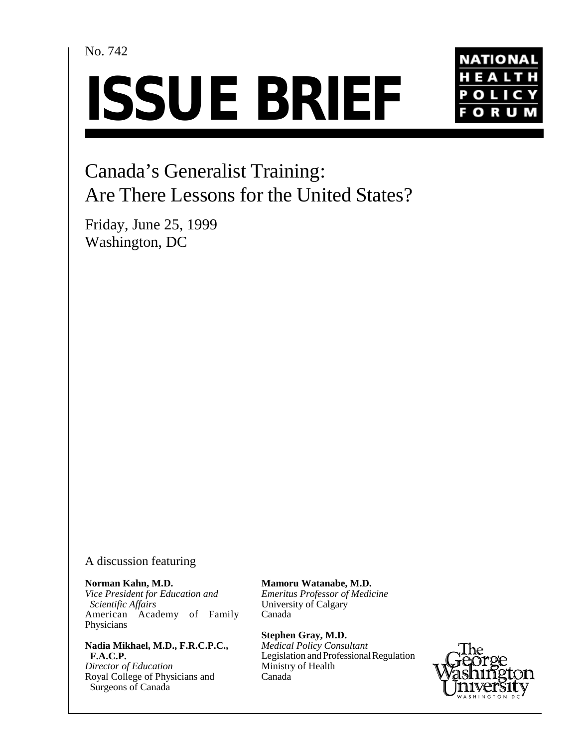No. 742

# ISSUE BRIEF

NATIONAL HEALTH POLICY FORUM

## Canada's Generalist Training: Are There Lessons for the United States?

Friday, June 25, 1999
Washington, DC

A discussion featuring

**Norman Kahn, M.D.**
*Vice President for Education and Scientific Affairs*
American Academy of Family Physicians

**Nadia Mikhael, M.D., F.R.C.P.C., F.A.C.P.**
*Director of Education*
Royal College of Physicians and Surgeons of Canada

**Mamoru Watanabe, M.D.**
*Emeritus Professor of Medicine*
University of Calgary
Canada

**Stephen Gray, M.D.**
*Medical Policy Consultant*
Legislation and Professional Regulation
Ministry of Health
Canada

The George Washington University
WASHINGTON DC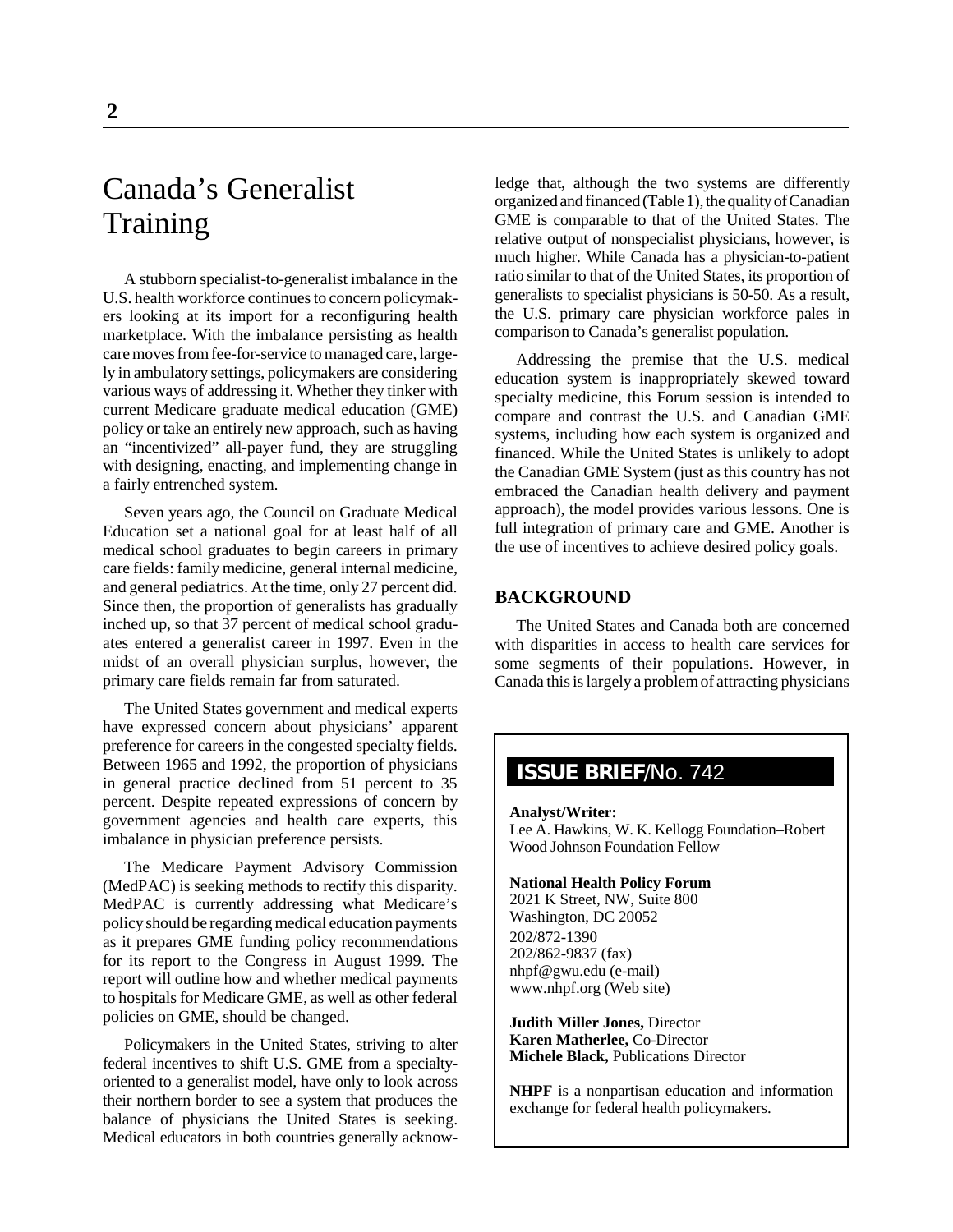# Canada's Generalist Training

A stubborn specialist-to-generalist imbalance in the U.S. health workforce continues to concern policymakers looking at its import for a reconfiguring health marketplace. With the imbalance persisting as health care moves from fee-for-service to managed care, largely in ambulatory settings, policymakers are considering various ways of addressing it. Whether they tinker with current Medicare graduate medical education (GME) policy or take an entirely new approach, such as having an "incentivized" all-payer fund, they are struggling with designing, enacting, and implementing change in a fairly entrenched system.

Seven years ago, the Council on Graduate Medical Education set a national goal for at least half of all medical school graduates to begin careers in primary care fields: family medicine, general internal medicine, and general pediatrics. At the time, only 27 percent did. Since then, the proportion of generalists has gradually inched up, so that 37 percent of medical school graduates entered a generalist career in 1997. Even in the midst of an overall physician surplus, however, the primary care fields remain far from saturated.

The United States government and medical experts have expressed concern about physicians' apparent preference for careers in the congested specialty fields. Between 1965 and 1992, the proportion of physicians in general practice declined from 51 percent to 35 percent. Despite repeated expressions of concern by government agencies and health care experts, this imbalance in physician preference persists.

The Medicare Payment Advisory Commission (MedPAC) is seeking methods to rectify this disparity. MedPAC is currently addressing what Medicare's policy should be regarding medical education payments as it prepares GME funding policy recommendations for its report to the Congress in August 1999. The report will outline how and whether medical payments to hospitals for Medicare GME, as well as other federal policies on GME, should be changed.

Policymakers in the United States, striving to alter federal incentives to shift U.S. GME from a specialty-oriented to a generalist model, have only to look across their northern border to see a system that produces the balance of physicians the United States is seeking. Medical educators in both countries generally acknowledge that, although the two systems are differently organized and financed (Table 1), the quality of Canadian GME is comparable to that of the United States. The relative output of nonspecialist physicians, however, is much higher. While Canada has a physician-to-patient ratio similar to that of the United States, its proportion of generalists to specialist physicians is 50-50. As a result, the U.S. primary care physician workforce pales in comparison to Canada's generalist population.

Addressing the premise that the U.S. medical education system is inappropriately skewed toward specialty medicine, this Forum session is intended to compare and contrast the U.S. and Canadian GME systems, including how each system is organized and financed. While the United States is unlikely to adopt the Canadian GME System (just as this country has not embraced the Canadian health delivery and payment approach), the model provides various lessons. One is full integration of primary care and GME. Another is the use of incentives to achieve desired policy goals.

## BACKGROUND

The United States and Canada both are concerned with disparities in access to health care services for some segments of their populations. However, in Canada this is largely a problem of attracting physicians

**ISSUE BRIEF/No. 742**

**Analyst/Writer:**
Lee A. Hawkins, W. K. Kellogg Foundation–Robert Wood Johnson Foundation Fellow

**National Health Policy Forum**
2021 K Street, NW, Suite 800
Washington, DC 20052
202/872-1390
202/862-9837 (fax)
nhpf@gwu.edu (e-mail)
www.nhpf.org (Web site)

**Judith Miller Jones,** Director
**Karen Matherlee,** Co-Director
**Michele Black,** Publications Director

**NHPF** is a nonpartisan education and information exchange for federal health policymakers.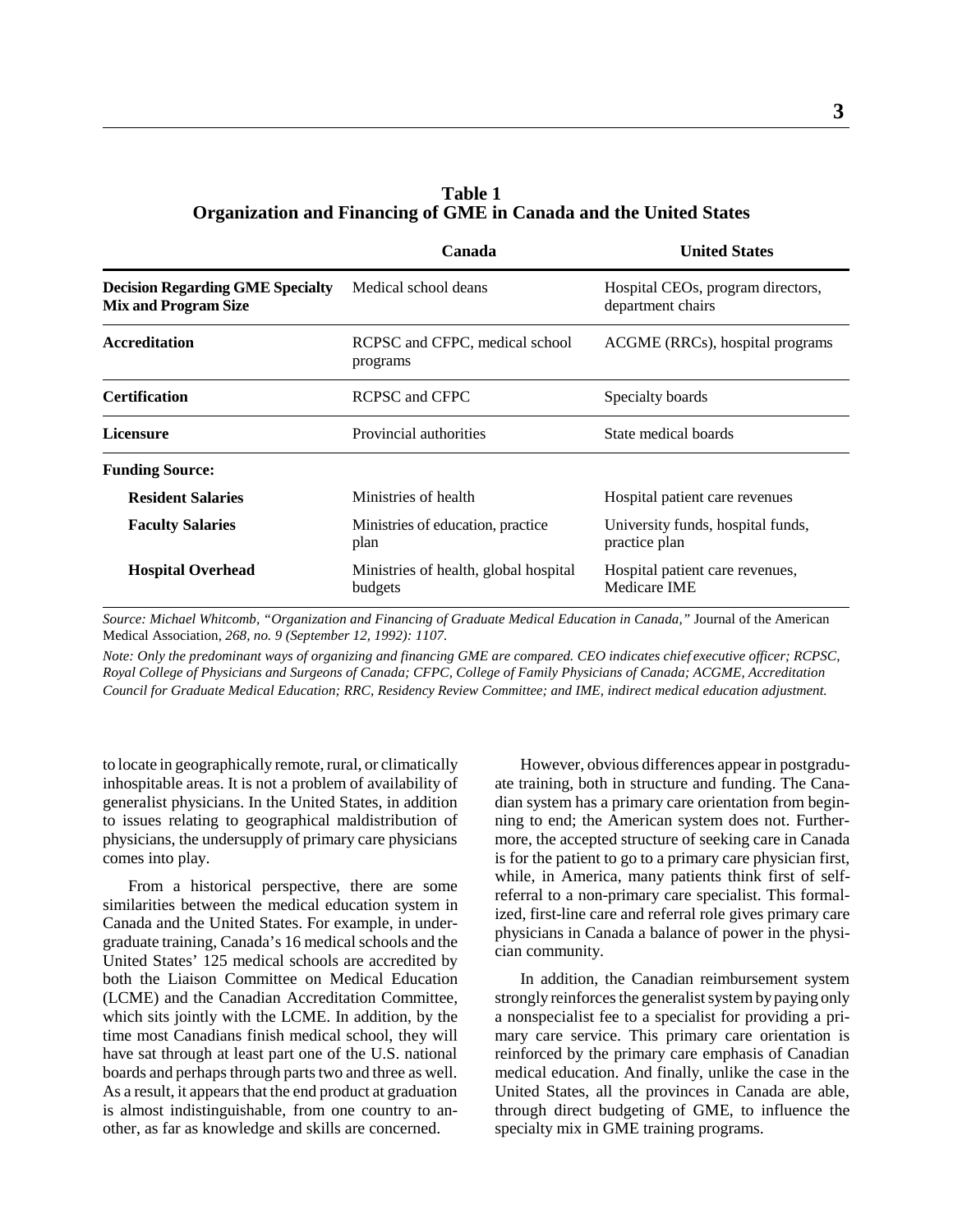**Table 1**
**Organization and Financing of GME in Canada and the United States**

| | Canada | United States |
|---|---|---|
| **Decision Regarding GME Specialty Mix and Program Size** | Medical school deans | Hospital CEOs, program directors, department chairs |
| **Accreditation** | RCPSC and CFPC, medical school programs | ACGME (RRCs), hospital programs |
| **Certification** | RCPSC and CFPC | Specialty boards |
| **Licensure** | Provincial authorities | State medical boards |
| **Funding Source:** | | |
| **Resident Salaries** | Ministries of health | Hospital patient care revenues |
| **Faculty Salaries** | Ministries of education, practice plan | University funds, hospital funds, practice plan |
| **Hospital Overhead** | Ministries of health, global hospital budgets | Hospital patient care revenues, Medicare IME |

*Source: Michael Whitcomb, "Organization and Financing of Graduate Medical Education in Canada,"* Journal of the American Medical Association, *268, no. 9 (September 12, 1992): 1107.*

*Note: Only the predominant ways of organizing and financing GME are compared. CEO indicates chief executive officer; RCPSC, Royal College of Physicians and Surgeons of Canada; CFPC, College of Family Physicians of Canada; ACGME, Accreditation Council for Graduate Medical Education; RRC, Residency Review Committee; and IME, indirect medical education adjustment.*

to locate in geographically remote, rural, or climatically inhospitable areas. It is not a problem of availability of generalist physicians. In the United States, in addition to issues relating to geographical maldistribution of physicians, the undersupply of primary care physicians comes into play.

From a historical perspective, there are some similarities between the medical education system in Canada and the United States. For example, in undergraduate training, Canada's 16 medical schools and the United States' 125 medical schools are accredited by both the Liaison Committee on Medical Education (LCME) and the Canadian Accreditation Committee, which sits jointly with the LCME. In addition, by the time most Canadians finish medical school, they will have sat through at least part one of the U.S. national boards and perhaps through parts two and three as well. As a result, it appears that the end product at graduation is almost indistinguishable, from one country to another, as far as knowledge and skills are concerned.

However, obvious differences appear in postgraduate training, both in structure and funding. The Canadian system has a primary care orientation from beginning to end; the American system does not. Furthermore, the accepted structure of seeking care in Canada is for the patient to go to a primary care physician first, while, in America, many patients think first of self-referral to a non-primary care specialist. This formalized, first-line care and referral role gives primary care physicians in Canada a balance of power in the physician community.

In addition, the Canadian reimbursement system strongly reinforces the generalist system by paying only a nonspecialist fee to a specialist for providing a primary care service. This primary care orientation is reinforced by the primary care emphasis of Canadian medical education. And finally, unlike the case in the United States, all the provinces in Canada are able, through direct budgeting of GME, to influence the specialty mix in GME training programs.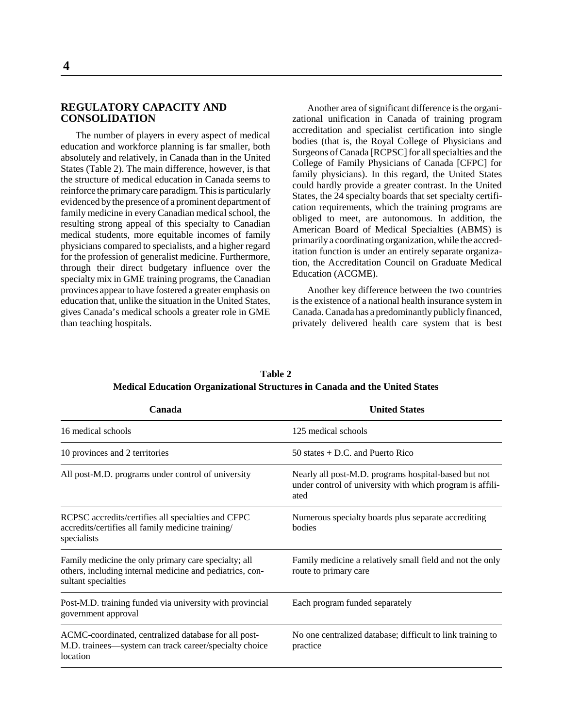## REGULATORY CAPACITY AND CONSOLIDATION

The number of players in every aspect of medical education and workforce planning is far smaller, both absolutely and relatively, in Canada than in the United States (Table 2). The main difference, however, is that the structure of medical education in Canada seems to reinforce the primary care paradigm. This is particularly evidenced by the presence of a prominent department of family medicine in every Canadian medical school, the resulting strong appeal of this specialty to Canadian medical students, more equitable incomes of family physicians compared to specialists, and a higher regard for the profession of generalist medicine. Furthermore, through their direct budgetary influence over the specialty mix in GME training programs, the Canadian provinces appear to have fostered a greater emphasis on education that, unlike the situation in the United States, gives Canada's medical schools a greater role in GME than teaching hospitals.

Another area of significant difference is the organizational unification in Canada of training program accreditation and specialist certification into single bodies (that is, the Royal College of Physicians and Surgeons of Canada [RCPSC] for all specialties and the College of Family Physicians of Canada [CFPC] for family physicians). In this regard, the United States could hardly provide a greater contrast. In the United States, the 24 specialty boards that set specialty certification requirements, which the training programs are obliged to meet, are autonomous. In addition, the American Board of Medical Specialties (ABMS) is primarily a coordinating organization, while the accreditation function is under an entirely separate organization, the Accreditation Council on Graduate Medical Education (ACGME).

Another key difference between the two countries is the existence of a national health insurance system in Canada. Canada has a predominantly publicly financed, privately delivered health care system that is best

**Table 2**
**Medical Education Organizational Structures in Canada and the United States**

| Canada | United States |
|---|---|
| 16 medical schools | 125 medical schools |
| 10 provinces and 2 territories | 50 states + D.C. and Puerto Rico |
| All post-M.D. programs under control of university | Nearly all post-M.D. programs hospital-based but not under control of university with which program is affiliated |
| RCPSC accredits/certifies all specialties and CFPC accredits/certifies all family medicine training/specialists | Numerous specialty boards plus separate accrediting bodies |
| Family medicine the only primary care specialty; all others, including internal medicine and pediatrics, consultant specialties | Family medicine a relatively small field and not the only route to primary care |
| Post-M.D. training funded via university with provincial government approval | Each program funded separately |
| ACMC-coordinated, centralized database for all post-M.D. trainees—system can track career/specialty choice location | No one centralized database; difficult to link training to practice |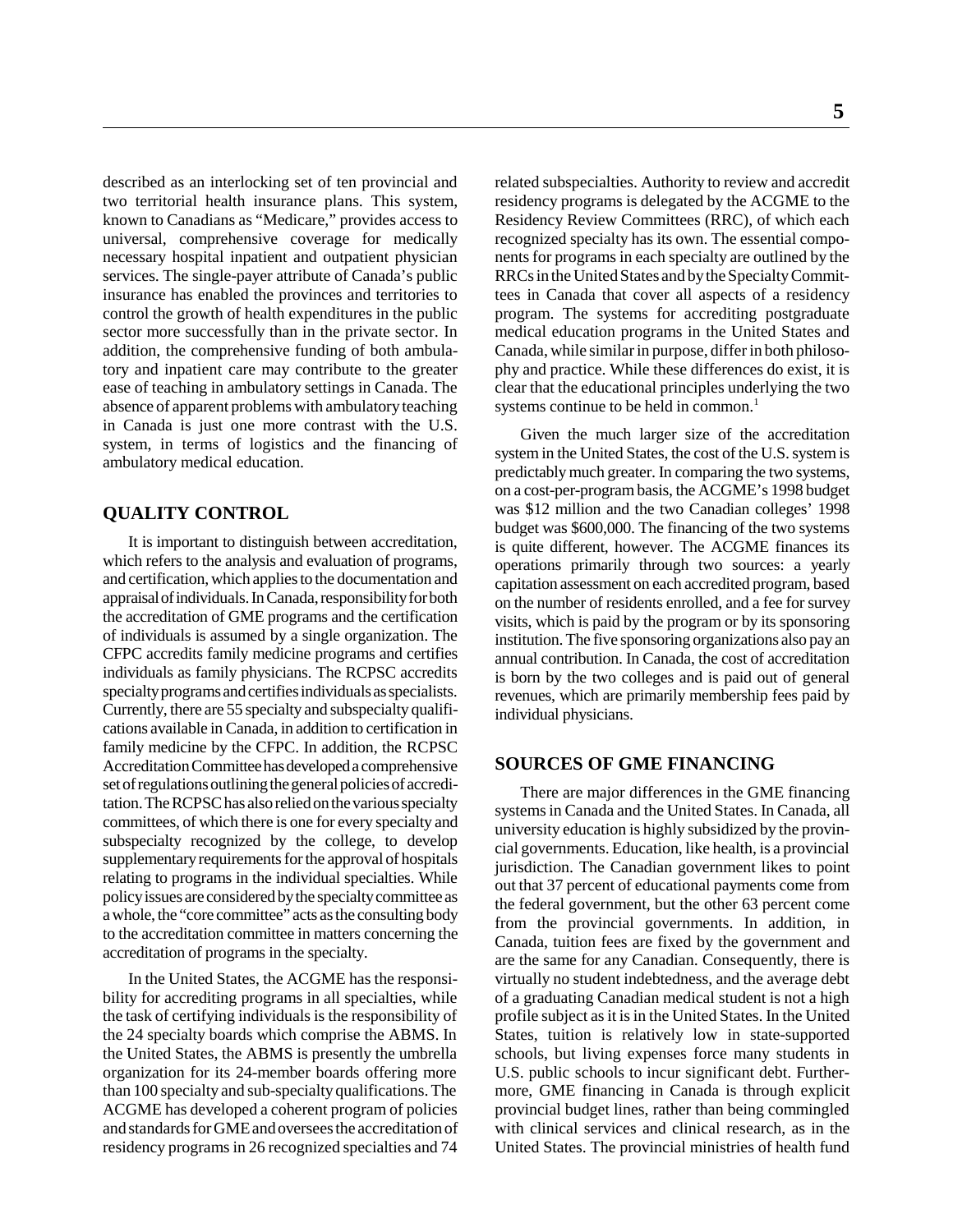described as an interlocking set of ten provincial and two territorial health insurance plans. This system, known to Canadians as "Medicare," provides access to universal, comprehensive coverage for medically necessary hospital inpatient and outpatient physician services. The single-payer attribute of Canada's public insurance has enabled the provinces and territories to control the growth of health expenditures in the public sector more successfully than in the private sector. In addition, the comprehensive funding of both ambulatory and inpatient care may contribute to the greater ease of teaching in ambulatory settings in Canada. The absence of apparent problems with ambulatory teaching in Canada is just one more contrast with the U.S. system, in terms of logistics and the financing of ambulatory medical education.

## QUALITY CONTROL

It is important to distinguish between accreditation, which refers to the analysis and evaluation of programs, and certification, which applies to the documentation and appraisal of individuals. In Canada, responsibility for both the accreditation of GME programs and the certification of individuals is assumed by a single organization. The CFPC accredits family medicine programs and certifies individuals as family physicians. The RCPSC accredits specialty programs and certifies individuals as specialists. Currently, there are 55 specialty and subspecialty qualifications available in Canada, in addition to certification in family medicine by the CFPC. In addition, the RCPSC Accreditation Committee has developed a comprehensive set of regulations outlining the general policies of accreditation. The RCPSC has also relied on the various specialty committees, of which there is one for every specialty and subspecialty recognized by the college, to develop supplementary requirements for the approval of hospitals relating to programs in the individual specialties. While policy issues are considered by the specialty committee as a whole, the "core committee" acts as the consulting body to the accreditation committee in matters concerning the accreditation of programs in the specialty.

In the United States, the ACGME has the responsibility for accrediting programs in all specialties, while the task of certifying individuals is the responsibility of the 24 specialty boards which comprise the ABMS. In the United States, the ABMS is presently the umbrella organization for its 24-member boards offering more than 100 specialty and sub-specialty qualifications. The ACGME has developed a coherent program of policies and standards for GME and oversees the accreditation of residency programs in 26 recognized specialties and 74 related subspecialties. Authority to review and accredit residency programs is delegated by the ACGME to the Residency Review Committees (RRC), of which each recognized specialty has its own. The essential components for programs in each specialty are outlined by the RRCs in the United States and by the Specialty Committees in Canada that cover all aspects of a residency program. The systems for accrediting postgraduate medical education programs in the United States and Canada, while similar in purpose, differ in both philosophy and practice. While these differences do exist, it is clear that the educational principles underlying the two systems continue to be held in common.[1]

Given the much larger size of the accreditation system in the United States, the cost of the U.S. system is predictably much greater. In comparing the two systems, on a cost-per-program basis, the ACGME's 1998 budget was \$12 million and the two Canadian colleges' 1998 budget was \$600,000. The financing of the two systems is quite different, however. The ACGME finances its operations primarily through two sources: a yearly capitation assessment on each accredited program, based on the number of residents enrolled, and a fee for survey visits, which is paid by the program or by its sponsoring institution. The five sponsoring organizations also pay an annual contribution. In Canada, the cost of accreditation is born by the two colleges and is paid out of general revenues, which are primarily membership fees paid by individual physicians.

## SOURCES OF GME FINANCING

There are major differences in the GME financing systems in Canada and the United States. In Canada, all university education is highly subsidized by the provincial governments. Education, like health, is a provincial jurisdiction. The Canadian government likes to point out that 37 percent of educational payments come from the federal government, but the other 63 percent come from the provincial governments. In addition, in Canada, tuition fees are fixed by the government and are the same for any Canadian. Consequently, there is virtually no student indebtedness, and the average debt of a graduating Canadian medical student is not a high profile subject as it is in the United States. In the United States, tuition is relatively low in state-supported schools, but living expenses force many students in U.S. public schools to incur significant debt. Furthermore, GME financing in Canada is through explicit provincial budget lines, rather than being commingled with clinical services and clinical research, as in the United States. The provincial ministries of health fund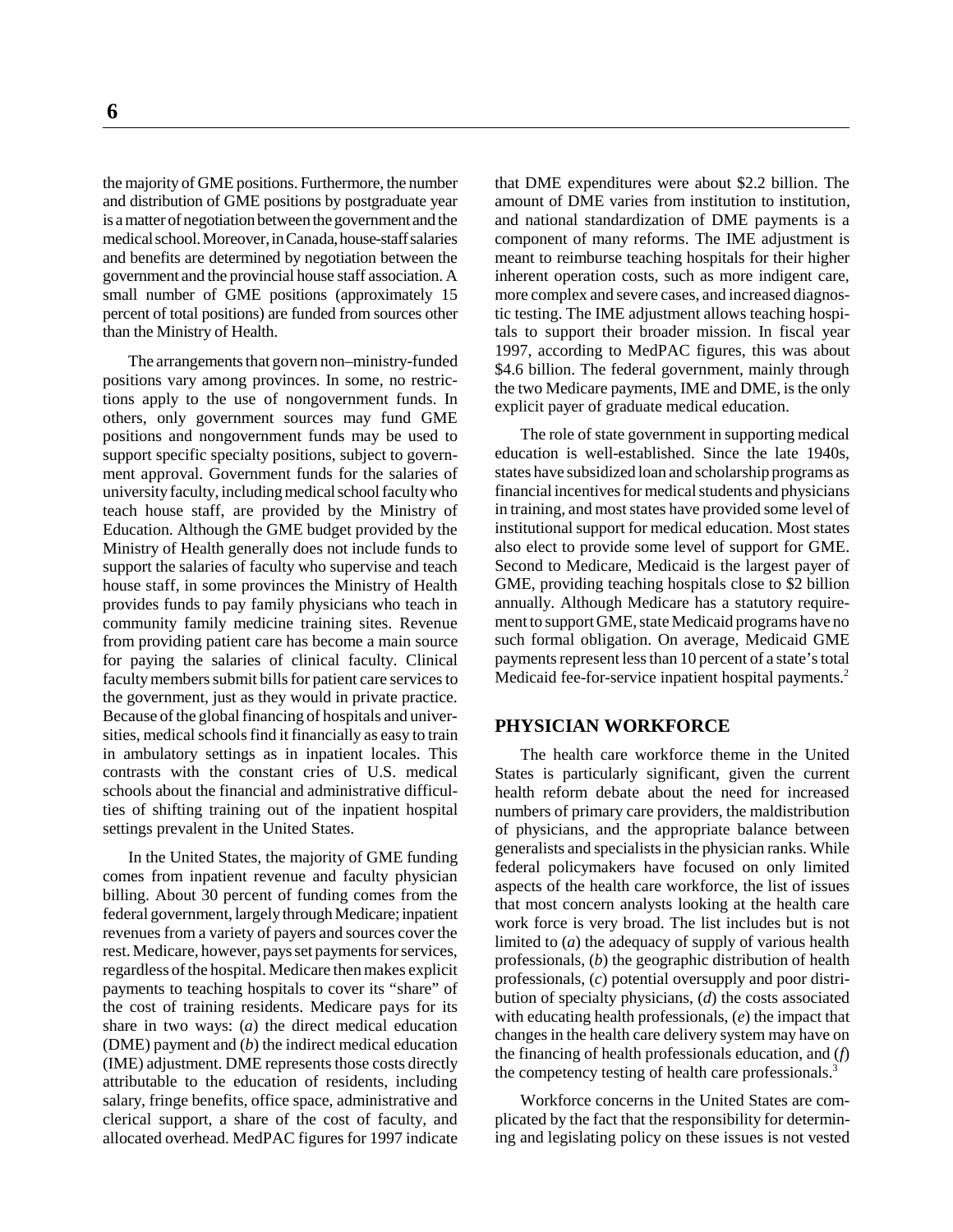the majority of GME positions. Furthermore, the number and distribution of GME positions by postgraduate year is a matter of negotiation between the government and the medical school. Moreover, in Canada, house-staff salaries and benefits are determined by negotiation between the government and the provincial house staff association. A small number of GME positions (approximately 15 percent of total positions) are funded from sources other than the Ministry of Health.

The arrangements that govern non–ministry-funded positions vary among provinces. In some, no restrictions apply to the use of nongovernment funds. In others, only government sources may fund GME positions and nongovernment funds may be used to support specific specialty positions, subject to government approval. Government funds for the salaries of university faculty, including medical school faculty who teach house staff, are provided by the Ministry of Education. Although the GME budget provided by the Ministry of Health generally does not include funds to support the salaries of faculty who supervise and teach house staff, in some provinces the Ministry of Health provides funds to pay family physicians who teach in community family medicine training sites. Revenue from providing patient care has become a main source for paying the salaries of clinical faculty. Clinical faculty members submit bills for patient care services to the government, just as they would in private practice. Because of the global financing of hospitals and universities, medical schools find it financially as easy to train in ambulatory settings as in inpatient locales. This contrasts with the constant cries of U.S. medical schools about the financial and administrative difficulties of shifting training out of the inpatient hospital settings prevalent in the United States.

In the United States, the majority of GME funding comes from inpatient revenue and faculty physician billing. About 30 percent of funding comes from the federal government, largely through Medicare; inpatient revenues from a variety of payers and sources cover the rest. Medicare, however, pays set payments for services, regardless of the hospital. Medicare then makes explicit payments to teaching hospitals to cover its "share" of the cost of training residents. Medicare pays for its share in two ways: (*a*) the direct medical education (DME) payment and (*b*) the indirect medical education (IME) adjustment. DME represents those costs directly attributable to the education of residents, including salary, fringe benefits, office space, administrative and clerical support, a share of the cost of faculty, and allocated overhead. MedPAC figures for 1997 indicate that DME expenditures were about $2.2 billion. The amount of DME varies from institution to institution, and national standardization of DME payments is a component of many reforms. The IME adjustment is meant to reimburse teaching hospitals for their higher inherent operation costs, such as more indigent care, more complex and severe cases, and increased diagnostic testing. The IME adjustment allows teaching hospitals to support their broader mission. In fiscal year 1997, according to MedPAC figures, this was about $4.6 billion. The federal government, mainly through the two Medicare payments, IME and DME, is the only explicit payer of graduate medical education.

The role of state government in supporting medical education is well-established. Since the late 1940s, states have subsidized loan and scholarship programs as financial incentives for medical students and physicians in training, and most states have provided some level of institutional support for medical education. Most states also elect to provide some level of support for GME. Second to Medicare, Medicaid is the largest payer of GME, providing teaching hospitals close to $2 billion annually. Although Medicare has a statutory requirement to support GME, state Medicaid programs have no such formal obligation. On average, Medicaid GME payments represent less than 10 percent of a state's total Medicaid fee-for-service inpatient hospital payments.[2]

## PHYSICIAN WORKFORCE

The health care workforce theme in the United States is particularly significant, given the current health reform debate about the need for increased numbers of primary care providers, the maldistribution of physicians, and the appropriate balance between generalists and specialists in the physician ranks. While federal policymakers have focused on only limited aspects of the health care workforce, the list of issues that most concern analysts looking at the health care work force is very broad. The list includes but is not limited to (*a*) the adequacy of supply of various health professionals, (*b*) the geographic distribution of health professionals, (*c*) potential oversupply and poor distribution of specialty physicians, (*d*) the costs associated with educating health professionals, (*e*) the impact that changes in the health care delivery system may have on the financing of health professionals education, and (*f*) the competency testing of health care professionals.[3]

Workforce concerns in the United States are complicated by the fact that the responsibility for determining and legislating policy on these issues is not vested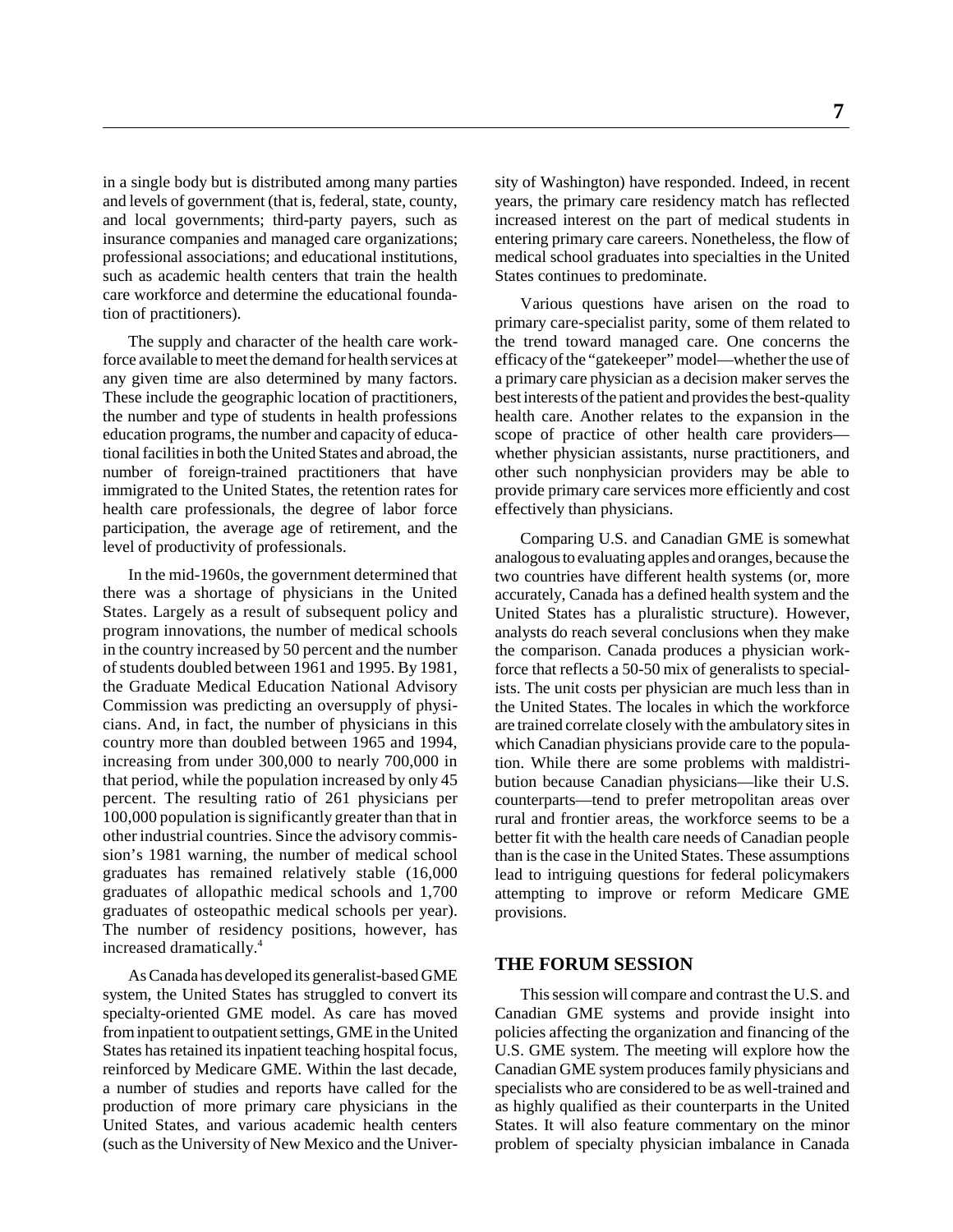in a single body but is distributed among many parties and levels of government (that is, federal, state, county, and local governments; third-party payers, such as insurance companies and managed care organizations; professional associations; and educational institutions, such as academic health centers that train the health care workforce and determine the educational foundation of practitioners).

The supply and character of the health care workforce available to meet the demand for health services at any given time are also determined by many factors. These include the geographic location of practitioners, the number and type of students in health professions education programs, the number and capacity of educational facilities in both the United States and abroad, the number of foreign-trained practitioners that have immigrated to the United States, the retention rates for health care professionals, the degree of labor force participation, the average age of retirement, and the level of productivity of professionals.

In the mid-1960s, the government determined that there was a shortage of physicians in the United States. Largely as a result of subsequent policy and program innovations, the number of medical schools in the country increased by 50 percent and the number of students doubled between 1961 and 1995. By 1981, the Graduate Medical Education National Advisory Commission was predicting an oversupply of physicians. And, in fact, the number of physicians in this country more than doubled between 1965 and 1994, increasing from under 300,000 to nearly 700,000 in that period, while the population increased by only 45 percent. The resulting ratio of 261 physicians per 100,000 population is significantly greater than that in other industrial countries. Since the advisory commission's 1981 warning, the number of medical school graduates has remained relatively stable (16,000 graduates of allopathic medical schools and 1,700 graduates of osteopathic medical schools per year). The number of residency positions, however, has increased dramatically.[4]

As Canada has developed its generalist-based GME system, the United States has struggled to convert its specialty-oriented GME model. As care has moved from inpatient to outpatient settings, GME in the United States has retained its inpatient teaching hospital focus, reinforced by Medicare GME. Within the last decade, a number of studies and reports have called for the production of more primary care physicians in the United States, and various academic health centers (such as the University of New Mexico and the University of Washington) have responded. Indeed, in recent years, the primary care residency match has reflected increased interest on the part of medical students in entering primary care careers. Nonetheless, the flow of medical school graduates into specialties in the United States continues to predominate.

Various questions have arisen on the road to primary care-specialist parity, some of them related to the trend toward managed care. One concerns the efficacy of the "gatekeeper" model—whether the use of a primary care physician as a decision maker serves the best interests of the patient and provides the best-quality health care. Another relates to the expansion in the scope of practice of other health care providers—whether physician assistants, nurse practitioners, and other such nonphysician providers may be able to provide primary care services more efficiently and cost effectively than physicians.

Comparing U.S. and Canadian GME is somewhat analogous to evaluating apples and oranges, because the two countries have different health systems (or, more accurately, Canada has a defined health system and the United States has a pluralistic structure). However, analysts do reach several conclusions when they make the comparison. Canada produces a physician workforce that reflects a 50-50 mix of generalists to specialists. The unit costs per physician are much less than in the United States. The locales in which the workforce are trained correlate closely with the ambulatory sites in which Canadian physicians provide care to the population. While there are some problems with maldistribution because Canadian physicians—like their U.S. counterparts—tend to prefer metropolitan areas over rural and frontier areas, the workforce seems to be a better fit with the health care needs of Canadian people than is the case in the United States. These assumptions lead to intriguing questions for federal policymakers attempting to improve or reform Medicare GME provisions.

## THE FORUM SESSION

This session will compare and contrast the U.S. and Canadian GME systems and provide insight into policies affecting the organization and financing of the U.S. GME system. The meeting will explore how the Canadian GME system produces family physicians and specialists who are considered to be as well-trained and as highly qualified as their counterparts in the United States. It will also feature commentary on the minor problem of specialty physician imbalance in Canada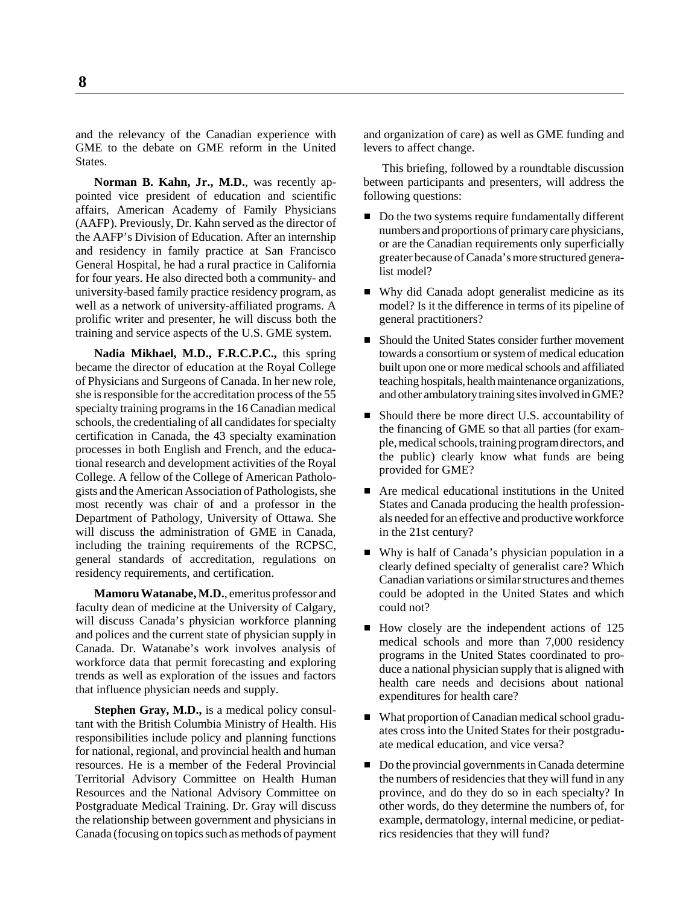and the relevancy of the Canadian experience with GME to the debate on GME reform in the United States.

**Norman B. Kahn, Jr., M.D.**, was recently appointed vice president of education and scientific affairs, American Academy of Family Physicians (AAFP). Previously, Dr. Kahn served as the director of the AAFP's Division of Education. After an internship and residency in family practice at San Francisco General Hospital, he had a rural practice in California for four years. He also directed both a community- and university-based family practice residency program, as well as a network of university-affiliated programs. A prolific writer and presenter, he will discuss both the training and service aspects of the U.S. GME system.

**Nadia Mikhael, M.D., F.R.C.P.C.,** this spring became the director of education at the Royal College of Physicians and Surgeons of Canada. In her new role, she is responsible for the accreditation process of the 55 specialty training programs in the 16 Canadian medical schools, the credentialing of all candidates for specialty certification in Canada, the 43 specialty examination processes in both English and French, and the educational research and development activities of the Royal College. A fellow of the College of American Pathologists and the American Association of Pathologists, she most recently was chair of and a professor in the Department of Pathology, University of Ottawa. She will discuss the administration of GME in Canada, including the training requirements of the RCPSC, general standards of accreditation, regulations on residency requirements, and certification.

**Mamoru Watanabe, M.D.**, emeritus professor and faculty dean of medicine at the University of Calgary, will discuss Canada's physician workforce planning and polices and the current state of physician supply in Canada. Dr. Watanabe's work involves analysis of workforce data that permit forecasting and exploring trends as well as exploration of the issues and factors that influence physician needs and supply.

**Stephen Gray, M.D.,** is a medical policy consultant with the British Columbia Ministry of Health. His responsibilities include policy and planning functions for national, regional, and provincial health and human resources. He is a member of the Federal Provincial Territorial Advisory Committee on Health Human Resources and the National Advisory Committee on Postgraduate Medical Training. Dr. Gray will discuss the relationship between government and physicians in Canada (focusing on topics such as methods of payment and organization of care) as well as GME funding and levers to affect change.

This briefing, followed by a roundtable discussion between participants and presenters, will address the following questions:

- Do the two systems require fundamentally different numbers and proportions of primary care physicians, or are the Canadian requirements only superficially greater because of Canada's more structured generalist model?
- Why did Canada adopt generalist medicine as its model? Is it the difference in terms of its pipeline of general practitioners?
- Should the United States consider further movement towards a consortium or system of medical education built upon one or more medical schools and affiliated teaching hospitals, health maintenance organizations, and other ambulatory training sites involved in GME?
- Should there be more direct U.S. accountability of the financing of GME so that all parties (for example, medical schools, training program directors, and the public) clearly know what funds are being provided for GME?
- Are medical educational institutions in the United States and Canada producing the health professionals needed for an effective and productive workforce in the 21st century?
- Why is half of Canada's physician population in a clearly defined specialty of generalist care? Which Canadian variations or similar structures and themes could be adopted in the United States and which could not?
- How closely are the independent actions of 125 medical schools and more than 7,000 residency programs in the United States coordinated to produce a national physician supply that is aligned with health care needs and decisions about national expenditures for health care?
- What proportion of Canadian medical school graduates cross into the United States for their postgraduate medical education, and vice versa?
- Do the provincial governments in Canada determine the numbers of residencies that they will fund in any province, and do they do so in each specialty? In other words, do they determine the numbers of, for example, dermatology, internal medicine, or pediatrics residencies that they will fund?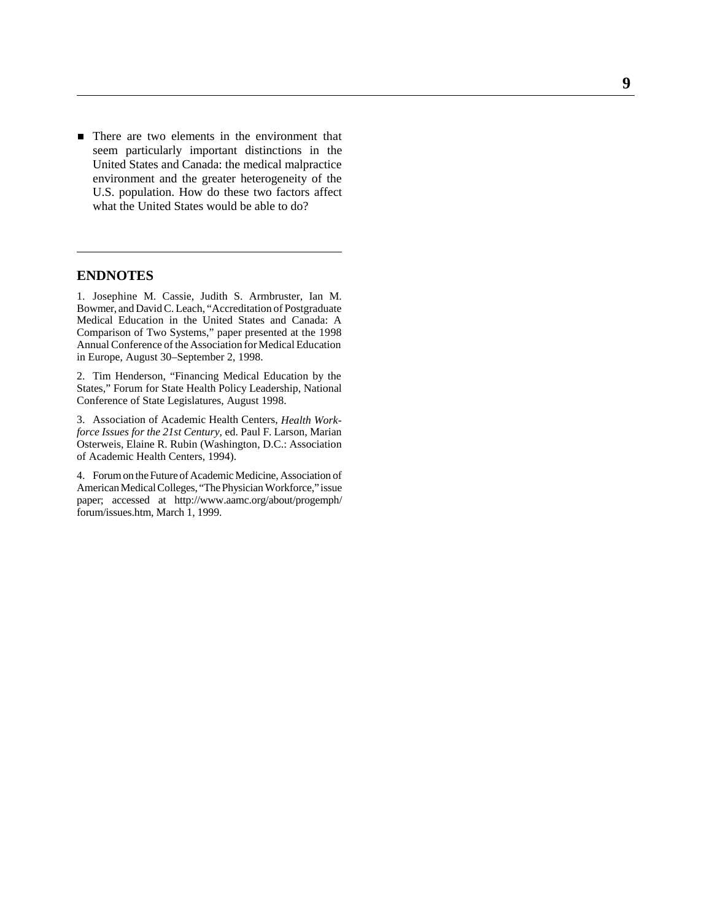- There are two elements in the environment that seem particularly important distinctions in the United States and Canada: the medical malpractice environment and the greater heterogeneity of the U.S. population. How do these two factors affect what the United States would be able to do?

## ENDNOTES

1. Josephine M. Cassie, Judith S. Armbruster, Ian M. Bowmer, and David C. Leach, "Accreditation of Postgraduate Medical Education in the United States and Canada: A Comparison of Two Systems," paper presented at the 1998 Annual Conference of the Association for Medical Education in Europe, August 30–September 2, 1998.

2. Tim Henderson, "Financing Medical Education by the States," Forum for State Health Policy Leadership, National Conference of State Legislatures, August 1998.

3. Association of Academic Health Centers, *Health Workforce Issues for the 21st Century,* ed. Paul F. Larson, Marian Osterweis, Elaine R. Rubin (Washington, D.C.: Association of Academic Health Centers, 1994).

4. Forum on the Future of Academic Medicine, Association of American Medical Colleges, "The Physician Workforce," issue paper; accessed at http://www.aamc.org/about/progemph/forum/issues.htm, March 1, 1999.